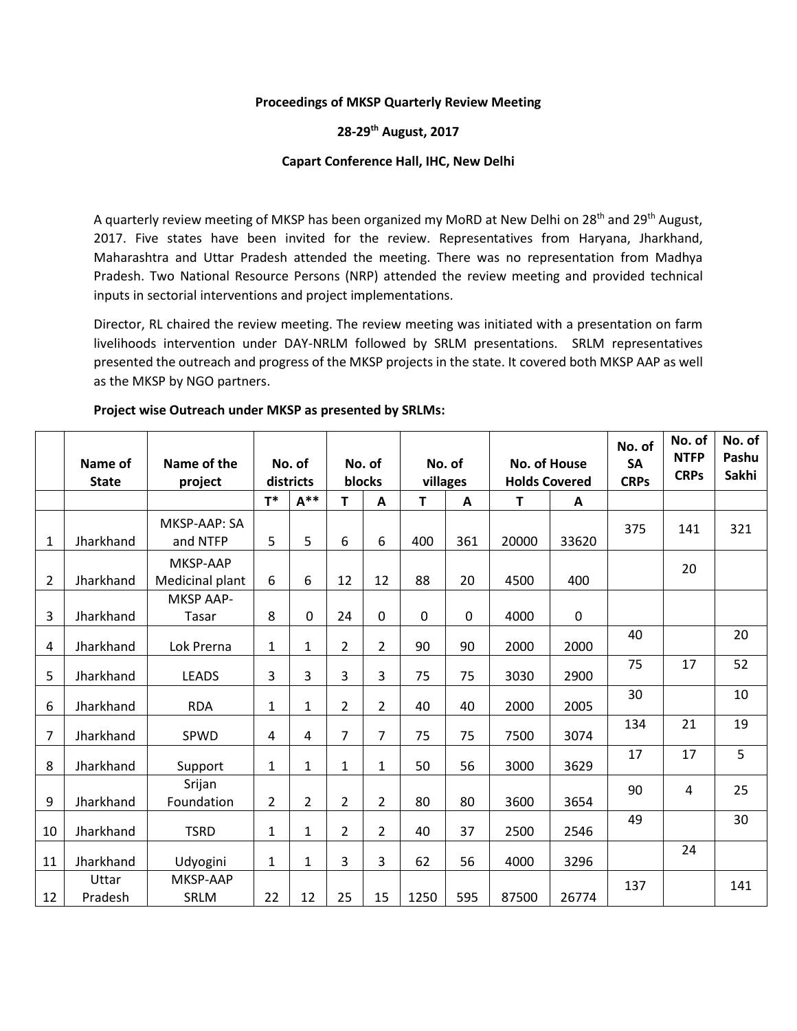**Proceedings of MKSP Quarterly Review Meeting**

**28-29th August, 2017**

**Capart Conference Hall, IHC, New Delhi**

A quarterly review meeting of MKSP has been organized my MoRD at New Delhi on 28th and 29th August, 2017. Five states have been invited for the review. Representatives from Haryana, Jharkhand, Maharashtra and Uttar Pradesh attended the meeting. There was no representation from Madhya Pradesh. Two National Resource Persons (NRP) attended the review meeting and provided technical inputs in sectorial interventions and project implementations.

Director, RL chaired the review meeting. The review meeting was initiated with a presentation on farm livelihoods intervention under DAY-NRLM followed by SRLM presentations. SRLM representatives presented the outreach and progress of the MKSP projects in the state. It covered both MKSP AAP as well as the MKSP by NGO partners.

**Project wise Outreach under MKSP as presented by SRLMs:**

| | Name of State | Name of the project | No. of districts | | No. of blocks | | No. of villages | | No. of House Holds Covered | | No. of SA CRPs | No. of NTFP CRPs | No. of Pashu Sakhi |
|---|---|---|---|---|---|---|---|---|---|---|---|---|---|
| | | | T* | A** | T | A | T | A | T | A | | | |
| 1 | Jharkhand | MKSP-AAP: SA and NTFP | 5 | 5 | 6 | 6 | 400 | 361 | 20000 | 33620 | 375 | 141 | 321 |
| 2 | Jharkhand | MKSP-AAP Medicinal plant | 6 | 6 | 12 | 12 | 88 | 20 | 4500 | 400 | | 20 | |
| 3 | Jharkhand | MKSP AAP-Tasar | 8 | 0 | 24 | 0 | 0 | 0 | 4000 | 0 | | | |
| 4 | Jharkhand | Lok Prerna | 1 | 1 | 2 | 2 | 90 | 90 | 2000 | 2000 | 40 | | 20 |
| 5 | Jharkhand | LEADS | 3 | 3 | 3 | 3 | 75 | 75 | 3030 | 2900 | 75 | 17 | 52 |
| 6 | Jharkhand | RDA | 1 | 1 | 2 | 2 | 40 | 40 | 2000 | 2005 | 30 | | 10 |
| 7 | Jharkhand | SPWD | 4 | 4 | 7 | 7 | 75 | 75 | 7500 | 3074 | 134 | 21 | 19 |
| 8 | Jharkhand | Support | 1 | 1 | 1 | 1 | 50 | 56 | 3000 | 3629 | 17 | 17 | 5 |
| 9 | Jharkhand | Srijan Foundation | 2 | 2 | 2 | 2 | 80 | 80 | 3600 | 3654 | 90 | 4 | 25 |
| 10 | Jharkhand | TSRD | 1 | 1 | 2 | 2 | 40 | 37 | 2500 | 2546 | 49 | | 30 |
| 11 | Jharkhand | Udyogini | 1 | 1 | 3 | 3 | 62 | 56 | 4000 | 3296 | | 24 | |
| 12 | Uttar Pradesh | MKSP-AAP SRLM | 22 | 12 | 25 | 15 | 1250 | 595 | 87500 | 26774 | 137 | | 141 |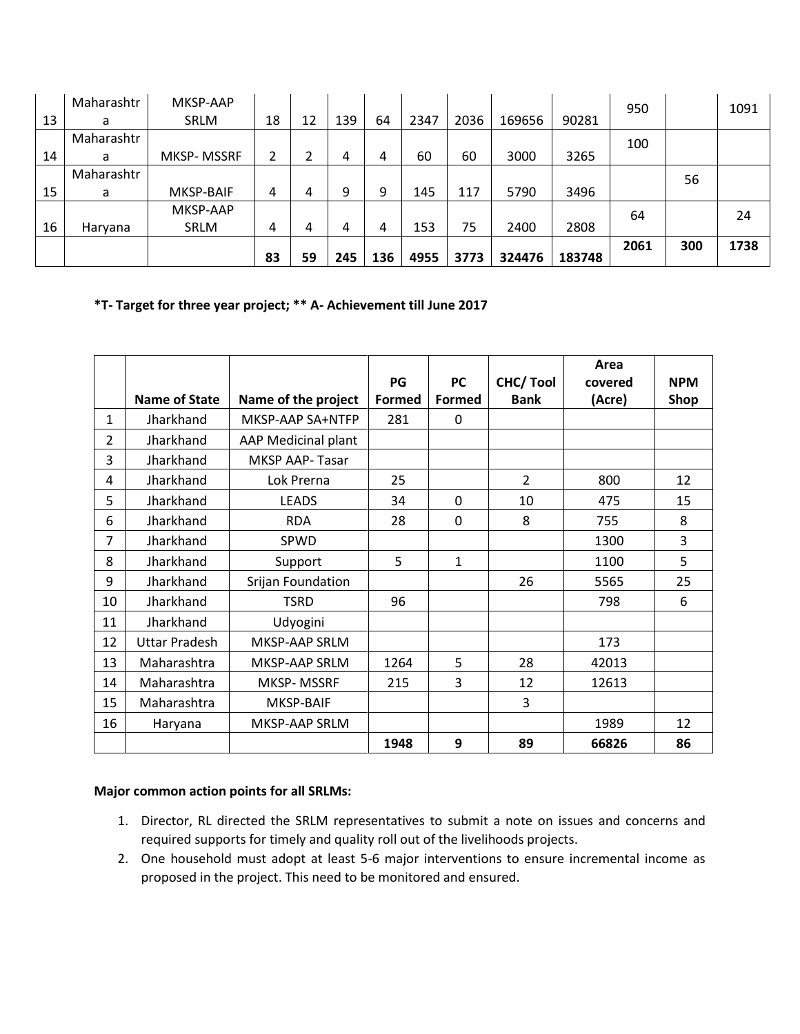| | | | | | | | | | | | | | |
|---|---|---|---|---|---|---|---|---|---|---|---|---|---|
| 13 | Maharashtra | MKSP-AAP SRLM | 18 | 12 | 139 | 64 | 2347 | 2036 | 169656 | 90281 | 950 | | 1091 |
| 14 | Maharashtra | MKSP- MSSRF | 2 | 2 | 4 | 4 | 60 | 60 | 3000 | 3265 | 100 | | |
| 15 | Maharashtra | MKSP-BAIF | 4 | 4 | 9 | 9 | 145 | 117 | 5790 | 3496 | | 56 | |
| 16 | Haryana | MKSP-AAP SRLM | 4 | 4 | 4 | 4 | 153 | 75 | 2400 | 2808 | 64 | | 24 |
| | | | **83** | **59** | **245** | **136** | **4955** | **3773** | **324476** | **183748** | **2061** | **300** | **1738** |

**\*T- Target for three year project; \*\* A- Achievement till June 2017**

| | Name of State | Name of the project | PG Formed | PC Formed | CHC/ Tool Bank | Area covered (Acre) | NPM Shop |
|---|---|---|---|---|---|---|---|
| 1 | Jharkhand | MKSP-AAP SA+NTFP | 281 | 0 | | | |
| 2 | Jharkhand | AAP Medicinal plant | | | | | |
| 3 | Jharkhand | MKSP AAP- Tasar | | | | | |
| 4 | Jharkhand | Lok Prerna | 25 | | 2 | 800 | 12 |
| 5 | Jharkhand | LEADS | 34 | 0 | 10 | 475 | 15 |
| 6 | Jharkhand | RDA | 28 | 0 | 8 | 755 | 8 |
| 7 | Jharkhand | SPWD | | | | 1300 | 3 |
| 8 | Jharkhand | Support | 5 | 1 | | 1100 | 5 |
| 9 | Jharkhand | Srijan Foundation | | | 26 | 5565 | 25 |
| 10 | Jharkhand | TSRD | 96 | | | 798 | 6 |
| 11 | Jharkhand | Udyogini | | | | | |
| 12 | Uttar Pradesh | MKSP-AAP SRLM | | | | 173 | |
| 13 | Maharashtra | MKSP-AAP SRLM | 1264 | 5 | 28 | 42013 | |
| 14 | Maharashtra | MKSP- MSSRF | 215 | 3 | 12 | 12613 | |
| 15 | Maharashtra | MKSP-BAIF | | | 3 | | |
| 16 | Haryana | MKSP-AAP SRLM | | | | 1989 | 12 |
| | | | **1948** | **9** | **89** | **66826** | **86** |

**Major common action points for all SRLMs:**

1. Director, RL directed the SRLM representatives to submit a note on issues and concerns and required supports for timely and quality roll out of the livelihoods projects.
2. One household must adopt at least 5-6 major interventions to ensure incremental income as proposed in the project. This need to be monitored and ensured.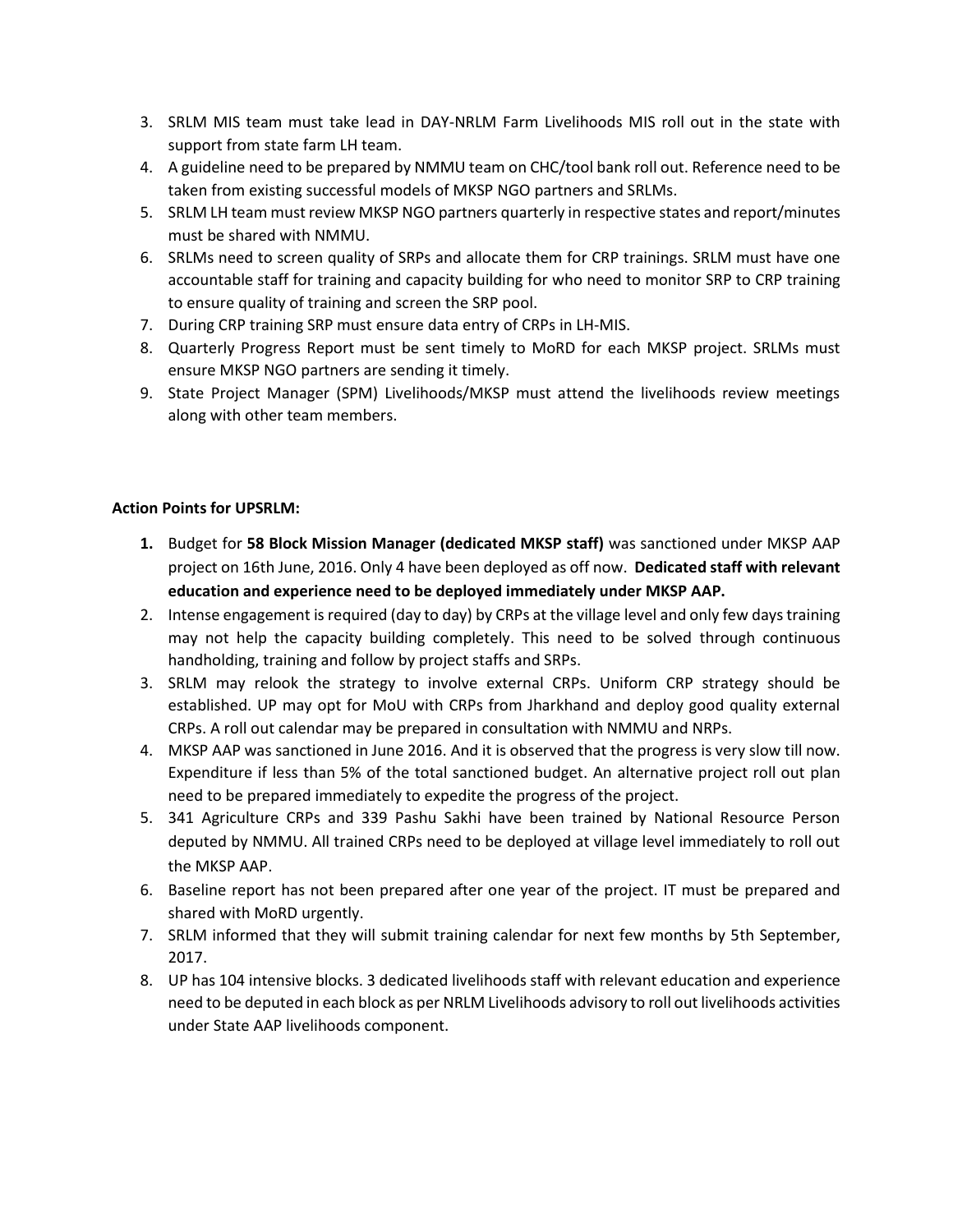3. SRLM MIS team must take lead in DAY-NRLM Farm Livelihoods MIS roll out in the state with support from state farm LH team.
4. A guideline need to be prepared by NMMU team on CHC/tool bank roll out. Reference need to be taken from existing successful models of MKSP NGO partners and SRLMs.
5. SRLM LH team must review MKSP NGO partners quarterly in respective states and report/minutes must be shared with NMMU.
6. SRLMs need to screen quality of SRPs and allocate them for CRP trainings. SRLM must have one accountable staff for training and capacity building for who need to monitor SRP to CRP training to ensure quality of training and screen the SRP pool.
7. During CRP training SRP must ensure data entry of CRPs in LH-MIS.
8. Quarterly Progress Report must be sent timely to MoRD for each MKSP project. SRLMs must ensure MKSP NGO partners are sending it timely.
9. State Project Manager (SPM) Livelihoods/MKSP must attend the livelihoods review meetings along with other team members.

**Action Points for UPSRLM:**

1. Budget for **58 Block Mission Manager (dedicated MKSP staff)** was sanctioned under MKSP AAP project on 16th June, 2016. Only 4 have been deployed as off now. **Dedicated staff with relevant education and experience need to be deployed immediately under MKSP AAP.**
2. Intense engagement is required (day to day) by CRPs at the village level and only few days training may not help the capacity building completely. This need to be solved through continuous handholding, training and follow by project staffs and SRPs.
3. SRLM may relook the strategy to involve external CRPs. Uniform CRP strategy should be established. UP may opt for MoU with CRPs from Jharkhand and deploy good quality external CRPs. A roll out calendar may be prepared in consultation with NMMU and NRPs.
4. MKSP AAP was sanctioned in June 2016. And it is observed that the progress is very slow till now. Expenditure if less than 5% of the total sanctioned budget. An alternative project roll out plan need to be prepared immediately to expedite the progress of the project.
5. 341 Agriculture CRPs and 339 Pashu Sakhi have been trained by National Resource Person deputed by NMMU. All trained CRPs need to be deployed at village level immediately to roll out the MKSP AAP.
6. Baseline report has not been prepared after one year of the project. IT must be prepared and shared with MoRD urgently.
7. SRLM informed that they will submit training calendar for next few months by 5th September, 2017.
8. UP has 104 intensive blocks. 3 dedicated livelihoods staff with relevant education and experience need to be deputed in each block as per NRLM Livelihoods advisory to roll out livelihoods activities under State AAP livelihoods component.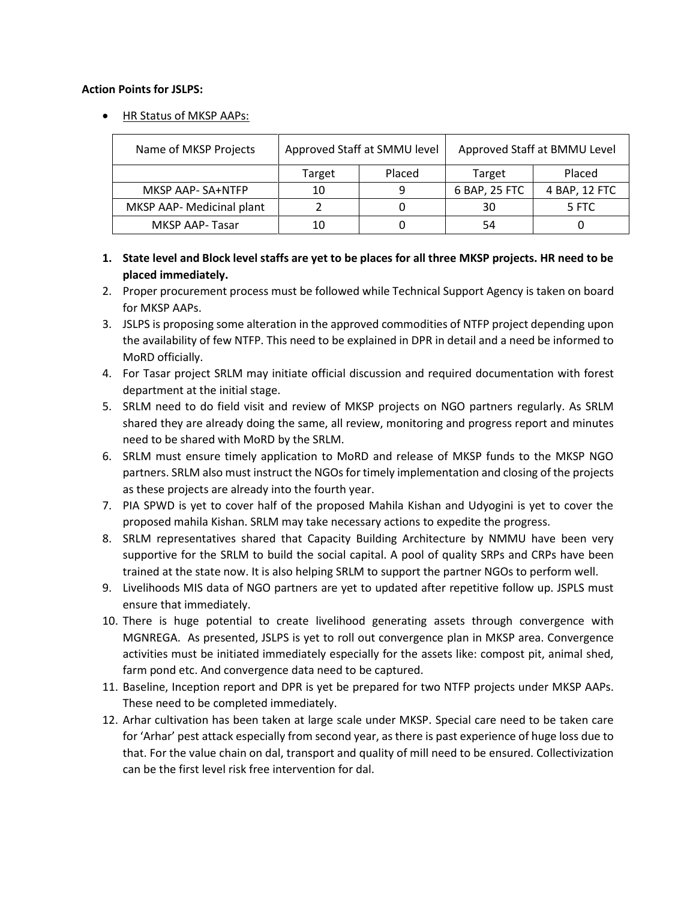**Action Points for JSLPS:**

- HR Status of MKSP AAPs:

| Name of MKSP Projects | Approved Staff at SMMU level | | Approved Staff at BMMU Level | |
|---|---|---|---|---|
| | Target | Placed | Target | Placed |
| MKSP AAP- SA+NTFP | 10 | 9 | 6 BAP, 25 FTC | 4 BAP, 12 FTC |
| MKSP AAP- Medicinal plant | 2 | 0 | 30 | 5 FTC |
| MKSP AAP- Tasar | 10 | 0 | 54 | 0 |

1. **State level and Block level staffs are yet to be places for all three MKSP projects. HR need to be placed immediately.**
2. Proper procurement process must be followed while Technical Support Agency is taken on board for MKSP AAPs.
3. JSLPS is proposing some alteration in the approved commodities of NTFP project depending upon the availability of few NTFP. This need to be explained in DPR in detail and a need be informed to MoRD officially.
4. For Tasar project SRLM may initiate official discussion and required documentation with forest department at the initial stage.
5. SRLM need to do field visit and review of MKSP projects on NGO partners regularly. As SRLM shared they are already doing the same, all review, monitoring and progress report and minutes need to be shared with MoRD by the SRLM.
6. SRLM must ensure timely application to MoRD and release of MKSP funds to the MKSP NGO partners. SRLM also must instruct the NGOs for timely implementation and closing of the projects as these projects are already into the fourth year.
7. PIA SPWD is yet to cover half of the proposed Mahila Kishan and Udyogini is yet to cover the proposed mahila Kishan. SRLM may take necessary actions to expedite the progress.
8. SRLM representatives shared that Capacity Building Architecture by NMMU have been very supportive for the SRLM to build the social capital. A pool of quality SRPs and CRPs have been trained at the state now. It is also helping SRLM to support the partner NGOs to perform well.
9. Livelihoods MIS data of NGO partners are yet to updated after repetitive follow up. JSPLS must ensure that immediately.
10. There is huge potential to create livelihood generating assets through convergence with MGNREGA. As presented, JSLPS is yet to roll out convergence plan in MKSP area. Convergence activities must be initiated immediately especially for the assets like: compost pit, animal shed, farm pond etc. And convergence data need to be captured.
11. Baseline, Inception report and DPR is yet be prepared for two NTFP projects under MKSP AAPs. These need to be completed immediately.
12. Arhar cultivation has been taken at large scale under MKSP. Special care need to be taken care for 'Arhar' pest attack especially from second year, as there is past experience of huge loss due to that. For the value chain on dal, transport and quality of mill need to be ensured. Collectivization can be the first level risk free intervention for dal.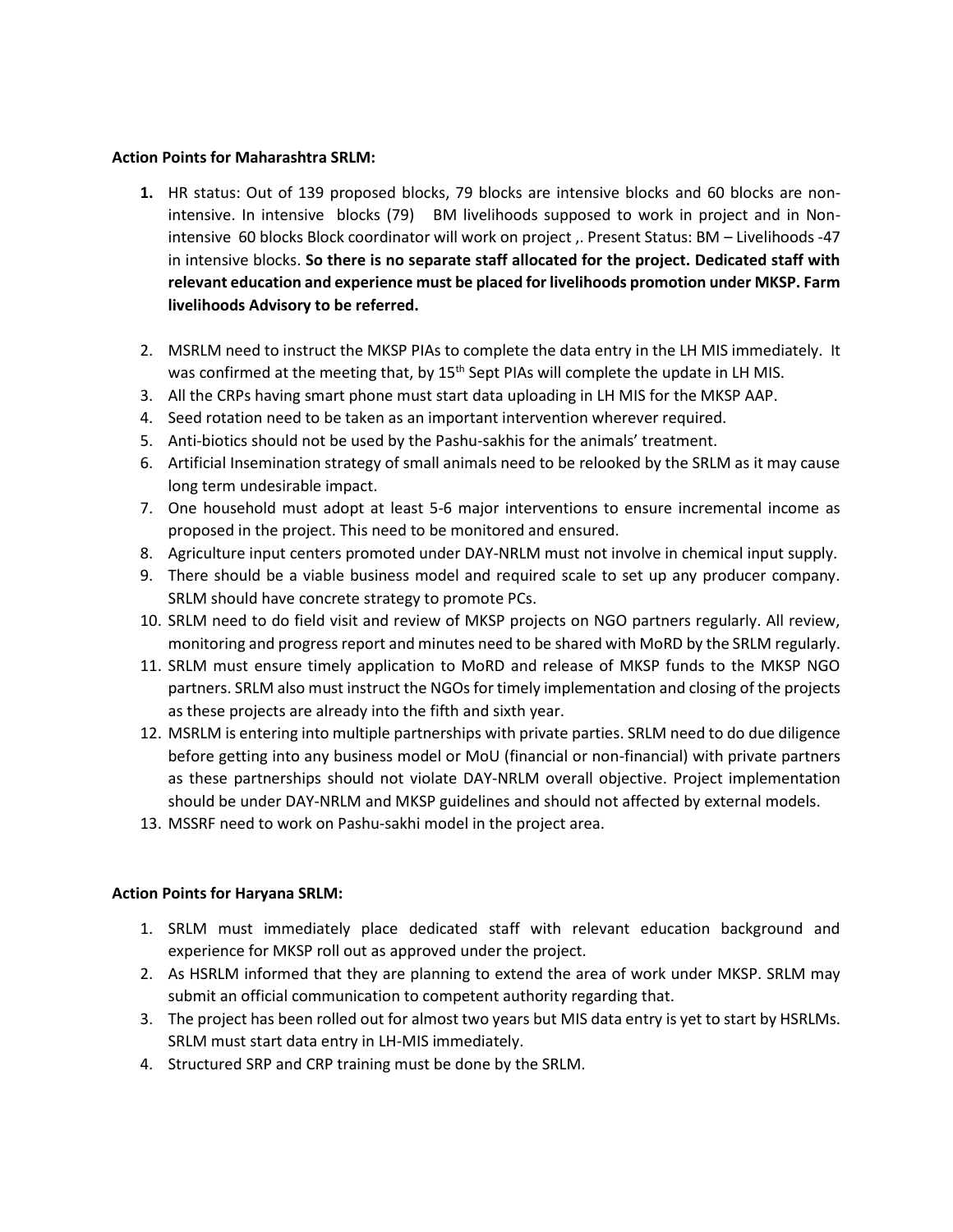**Action Points for Maharashtra SRLM:**

1. HR status: Out of 139 proposed blocks, 79 blocks are intensive blocks and 60 blocks are non-intensive. In intensive blocks (79) BM livelihoods supposed to work in project and in Non-intensive 60 blocks Block coordinator will work on project ,. Present Status: BM – Livelihoods -47 in intensive blocks. **So there is no separate staff allocated for the project. Dedicated staff with relevant education and experience must be placed for livelihoods promotion under MKSP. Farm livelihoods Advisory to be referred.**
2. MSRLM need to instruct the MKSP PIAs to complete the data entry in the LH MIS immediately. It was confirmed at the meeting that, by 15th Sept PIAs will complete the update in LH MIS.
3. All the CRPs having smart phone must start data uploading in LH MIS for the MKSP AAP.
4. Seed rotation need to be taken as an important intervention wherever required.
5. Anti-biotics should not be used by the Pashu-sakhis for the animals' treatment.
6. Artificial Insemination strategy of small animals need to be relooked by the SRLM as it may cause long term undesirable impact.
7. One household must adopt at least 5-6 major interventions to ensure incremental income as proposed in the project. This need to be monitored and ensured.
8. Agriculture input centers promoted under DAY-NRLM must not involve in chemical input supply.
9. There should be a viable business model and required scale to set up any producer company. SRLM should have concrete strategy to promote PCs.
10. SRLM need to do field visit and review of MKSP projects on NGO partners regularly. All review, monitoring and progress report and minutes need to be shared with MoRD by the SRLM regularly.
11. SRLM must ensure timely application to MoRD and release of MKSP funds to the MKSP NGO partners. SRLM also must instruct the NGOs for timely implementation and closing of the projects as these projects are already into the fifth and sixth year.
12. MSRLM is entering into multiple partnerships with private parties. SRLM need to do due diligence before getting into any business model or MoU (financial or non-financial) with private partners as these partnerships should not violate DAY-NRLM overall objective. Project implementation should be under DAY-NRLM and MKSP guidelines and should not affected by external models.
13. MSSRF need to work on Pashu-sakhi model in the project area.

**Action Points for Haryana SRLM:**

1. SRLM must immediately place dedicated staff with relevant education background and experience for MKSP roll out as approved under the project.
2. As HSRLM informed that they are planning to extend the area of work under MKSP. SRLM may submit an official communication to competent authority regarding that.
3. The project has been rolled out for almost two years but MIS data entry is yet to start by HSRLMs. SRLM must start data entry in LH-MIS immediately.
4. Structured SRP and CRP training must be done by the SRLM.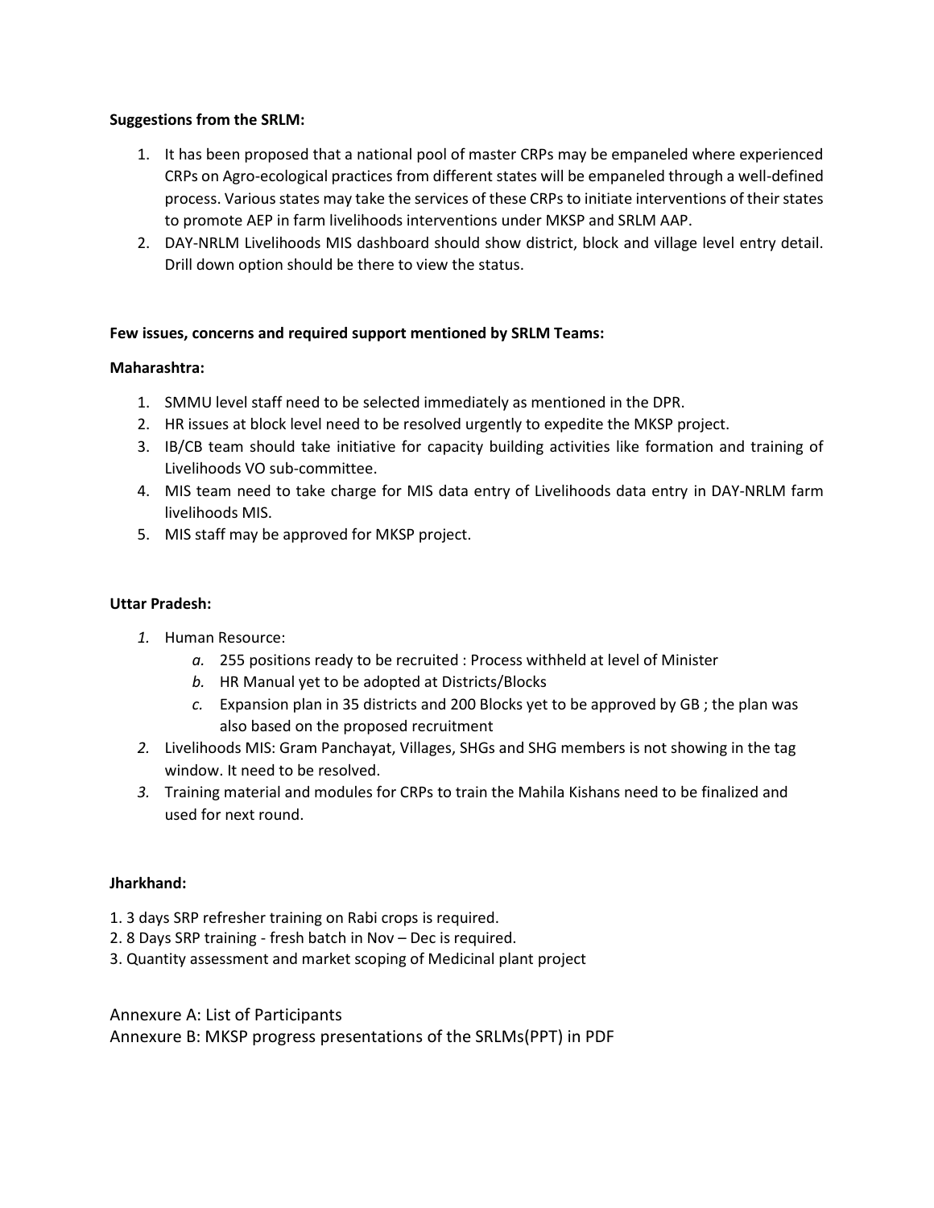**Suggestions from the SRLM:**

1. It has been proposed that a national pool of master CRPs may be empaneled where experienced CRPs on Agro-ecological practices from different states will be empaneled through a well-defined process. Various states may take the services of these CRPs to initiate interventions of their states to promote AEP in farm livelihoods interventions under MKSP and SRLM AAP.
2. DAY-NRLM Livelihoods MIS dashboard should show district, block and village level entry detail. Drill down option should be there to view the status.

**Few issues, concerns and required support mentioned by SRLM Teams:**

**Maharashtra:**

1. SMMU level staff need to be selected immediately as mentioned in the DPR.
2. HR issues at block level need to be resolved urgently to expedite the MKSP project.
3. IB/CB team should take initiative for capacity building activities like formation and training of Livelihoods VO sub-committee.
4. MIS team need to take charge for MIS data entry of Livelihoods data entry in DAY-NRLM farm livelihoods MIS.
5. MIS staff may be approved for MKSP project.

**Uttar Pradesh:**

1. Human Resource:
   a. 255 positions ready to be recruited : Process withheld at level of Minister
   b. HR Manual yet to be adopted at Districts/Blocks
   c. Expansion plan in 35 districts and 200 Blocks yet to be approved by GB ; the plan was also based on the proposed recruitment
2. Livelihoods MIS: Gram Panchayat, Villages, SHGs and SHG members is not showing in the tag window. It need to be resolved.
3. Training material and modules for CRPs to train the Mahila Kishans need to be finalized and used for next round.

**Jharkhand:**

1. 3 days SRP refresher training on Rabi crops is required.
2. 8 Days SRP training - fresh batch in Nov – Dec is required.
3. Quantity assessment and market scoping of Medicinal plant project

Annexure A: List of Participants
Annexure B: MKSP progress presentations of the SRLMs(PPT) in PDF